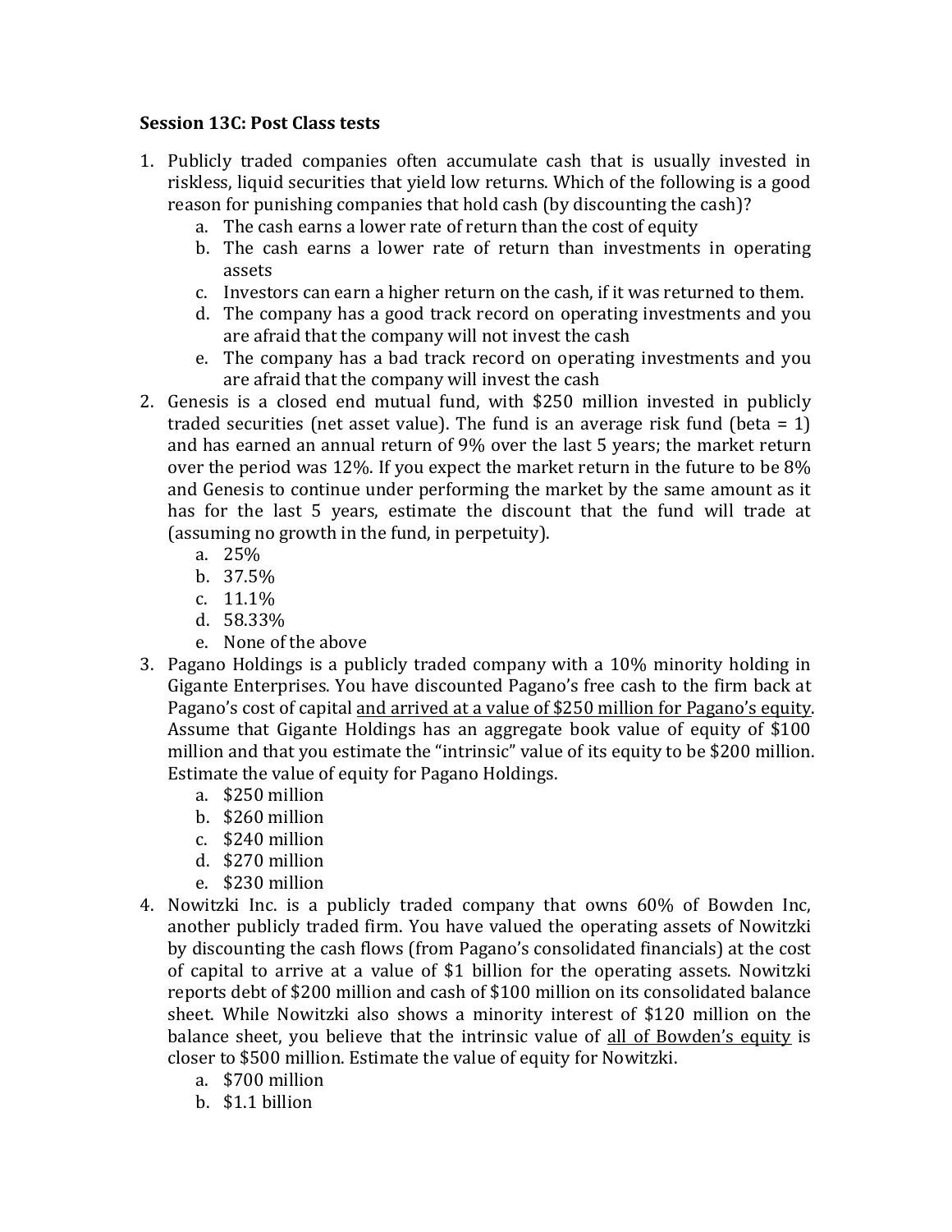**Session 13C: Post Class tests**

1. Publicly traded companies often accumulate cash that is usually invested in riskless, liquid securities that yield low returns. Which of the following is a good reason for punishing companies that hold cash (by discounting the cash)?
   a. The cash earns a lower rate of return than the cost of equity
   b. The cash earns a lower rate of return than investments in operating assets
   c. Investors can earn a higher return on the cash, if it was returned to them.
   d. The company has a good track record on operating investments and you are afraid that the company will not invest the cash
   e. The company has a bad track record on operating investments and you are afraid that the company will invest the cash
2. Genesis is a closed end mutual fund, with $250 million invested in publicly traded securities (net asset value). The fund is an average risk fund (beta = 1) and has earned an annual return of 9% over the last 5 years; the market return over the period was 12%. If you expect the market return in the future to be 8% and Genesis to continue under performing the market by the same amount as it has for the last 5 years, estimate the discount that the fund will trade at (assuming no growth in the fund, in perpetuity).
   a. 25%
   b. 37.5%
   c. 11.1%
   d. 58.33%
   e. None of the above
3. Pagano Holdings is a publicly traded company with a 10% minority holding in Gigante Enterprises. You have discounted Pagano's free cash to the firm back at Pagano's cost of capital and arrived at a value of $250 million for Pagano's equity. Assume that Gigante Holdings has an aggregate book value of equity of $100 million and that you estimate the "intrinsic" value of its equity to be $200 million. Estimate the value of equity for Pagano Holdings.
   a. $250 million
   b. $260 million
   c. $240 million
   d. $270 million
   e. $230 million
4. Nowitzki Inc. is a publicly traded company that owns 60% of Bowden Inc, another publicly traded firm. You have valued the operating assets of Nowitzki by discounting the cash flows (from Pagano's consolidated financials) at the cost of capital to arrive at a value of $1 billion for the operating assets. Nowitzki reports debt of $200 million and cash of $100 million on its consolidated balance sheet. While Nowitzki also shows a minority interest of $120 million on the balance sheet, you believe that the intrinsic value of all of Bowden's equity is closer to $500 million. Estimate the value of equity for Nowitzki.
   a. $700 million
   b. $1.1 billion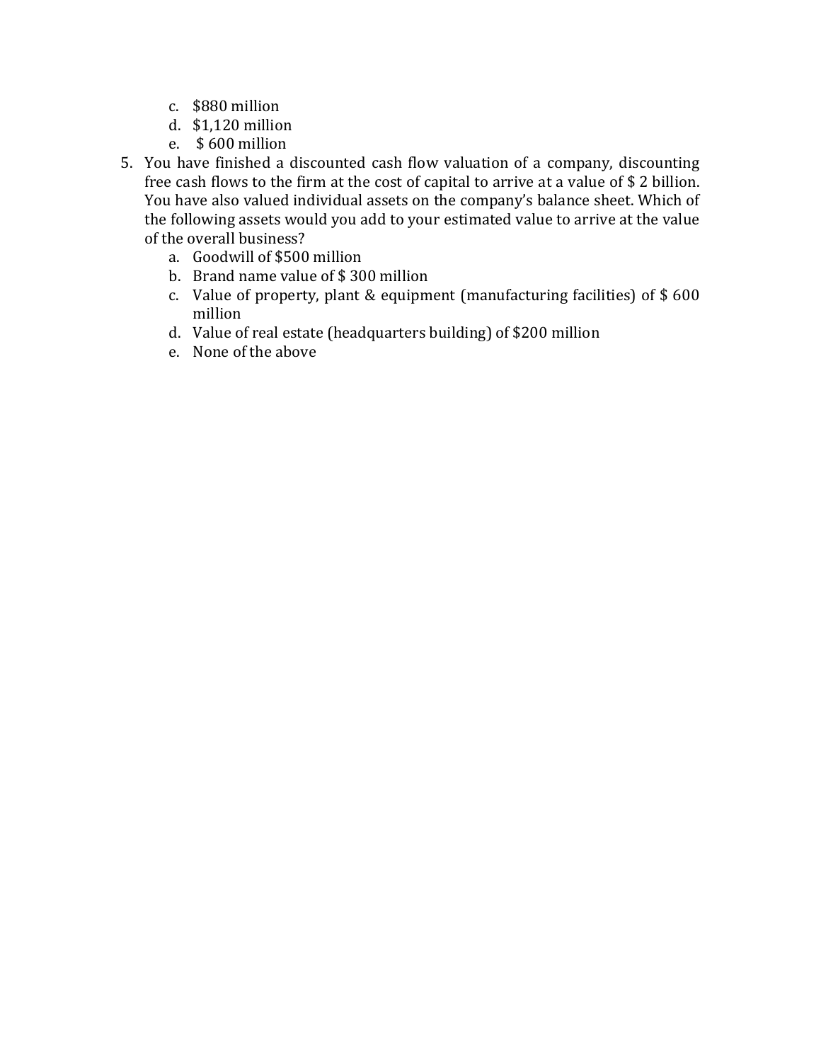c. $880 million
d. $1,120 million
e. $ 600 million

5. You have finished a discounted cash flow valuation of a company, discounting free cash flows to the firm at the cost of capital to arrive at a value of $ 2 billion. You have also valued individual assets on the company's balance sheet. Which of the following assets would you add to your estimated value to arrive at the value of the overall business?
   a. Goodwill of $500 million
   b. Brand name value of $ 300 million
   c. Value of property, plant & equipment (manufacturing facilities) of $ 600 million
   d. Value of real estate (headquarters building) of $200 million
   e. None of the above